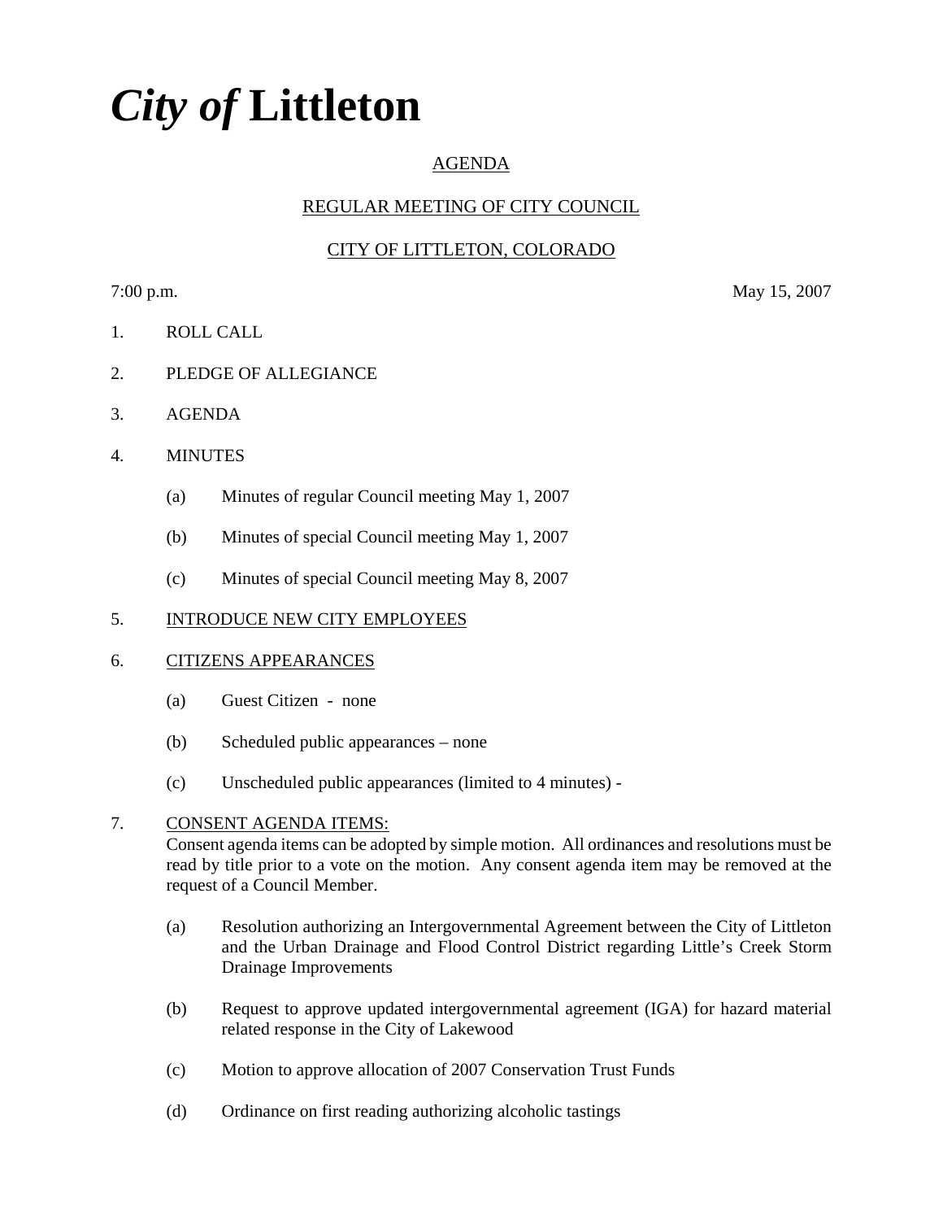# *City of* **Littleton**

AGENDA

REGULAR MEETING OF CITY COUNCIL

CITY OF LITTLETON, COLORADO

7:00 p.m. May 15, 2007

1. ROLL CALL

2. PLEDGE OF ALLEGIANCE

3. AGENDA

4. MINUTES

   (a) Minutes of regular Council meeting May 1, 2007

   (b) Minutes of special Council meeting May 1, 2007

   (c) Minutes of special Council meeting May 8, 2007

5. INTRODUCE NEW CITY EMPLOYEES

6. CITIZENS APPEARANCES

   (a) Guest Citizen - none

   (b) Scheduled public appearances – none

   (c) Unscheduled public appearances (limited to 4 minutes) -

7. CONSENT AGENDA ITEMS:
   Consent agenda items can be adopted by simple motion. All ordinances and resolutions must be read by title prior to a vote on the motion. Any consent agenda item may be removed at the request of a Council Member.

   (a) Resolution authorizing an Intergovernmental Agreement between the City of Littleton and the Urban Drainage and Flood Control District regarding Little's Creek Storm Drainage Improvements

   (b) Request to approve updated intergovernmental agreement (IGA) for hazard material related response in the City of Lakewood

   (c) Motion to approve allocation of 2007 Conservation Trust Funds

   (d) Ordinance on first reading authorizing alcoholic tastings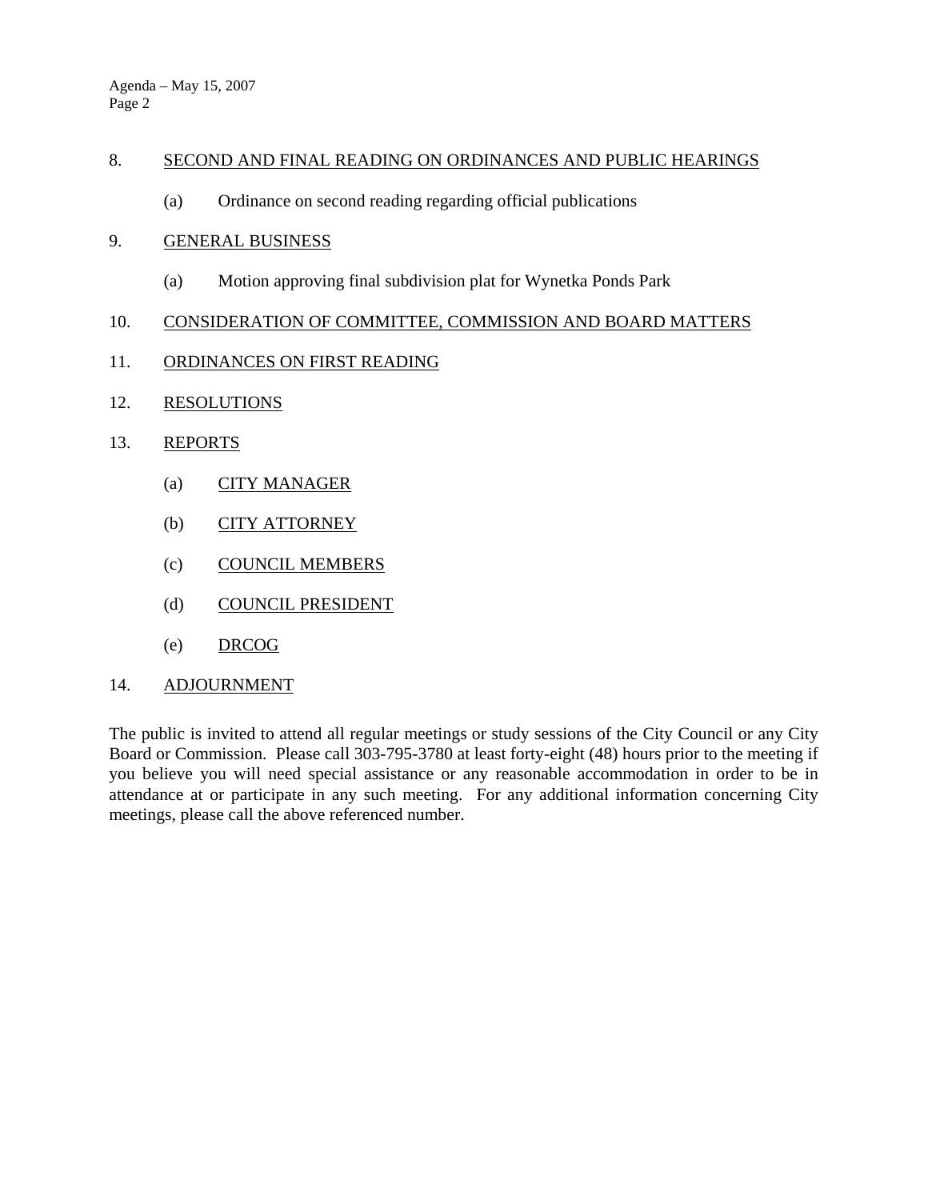8. SECOND AND FINAL READING ON ORDINANCES AND PUBLIC HEARINGS

   (a) Ordinance on second reading regarding official publications

9. GENERAL BUSINESS

   (a) Motion approving final subdivision plat for Wynetka Ponds Park

10. CONSIDERATION OF COMMITTEE, COMMISSION AND BOARD MATTERS

11. ORDINANCES ON FIRST READING

12. RESOLUTIONS

13. REPORTS

   (a) CITY MANAGER

   (b) CITY ATTORNEY

   (c) COUNCIL MEMBERS

   (d) COUNCIL PRESIDENT

   (e) DRCOG

14. ADJOURNMENT

The public is invited to attend all regular meetings or study sessions of the City Council or any City Board or Commission. Please call 303-795-3780 at least forty-eight (48) hours prior to the meeting if you believe you will need special assistance or any reasonable accommodation in order to be in attendance at or participate in any such meeting. For any additional information concerning City meetings, please call the above referenced number.